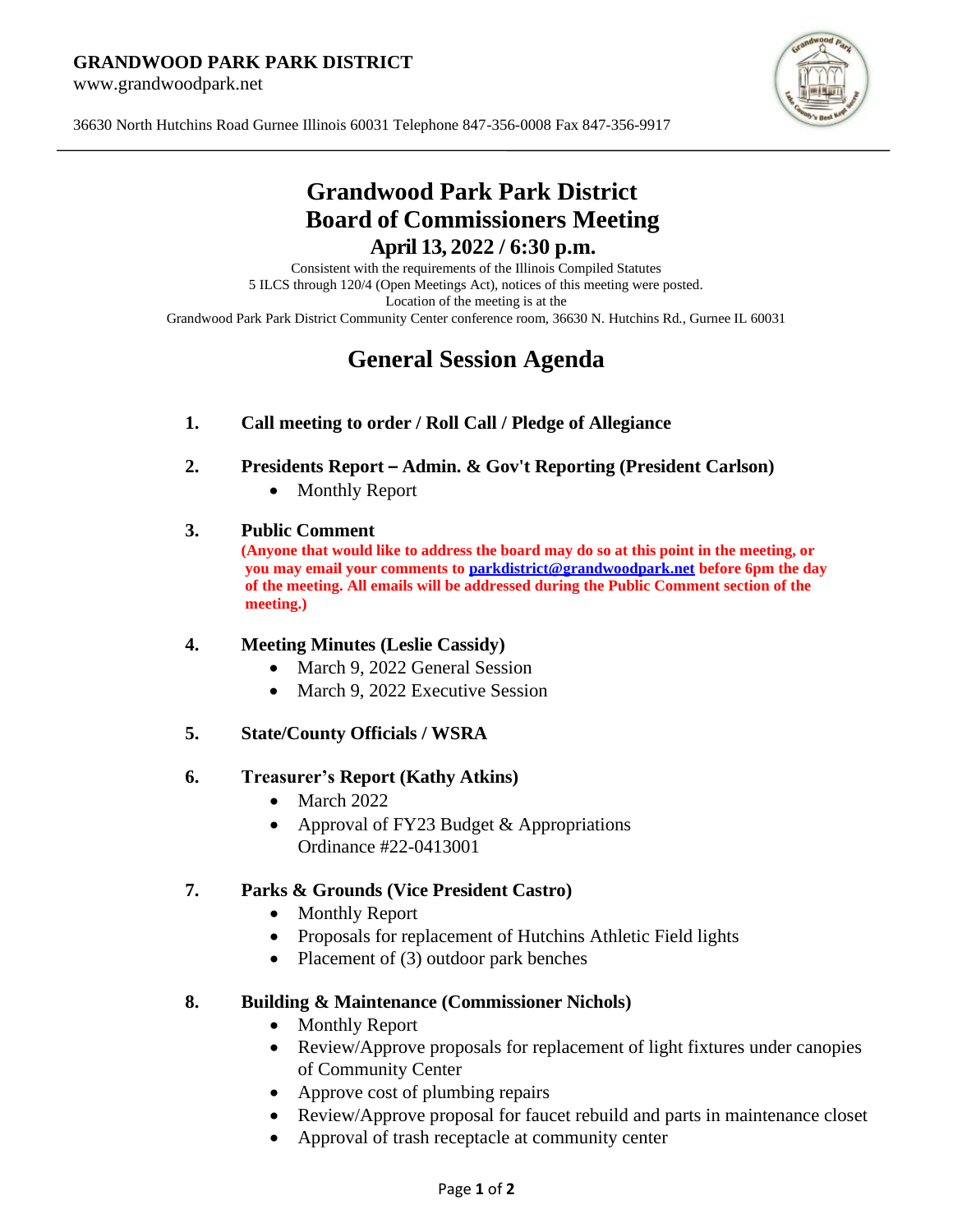**GRANDWOOD PARK PARK DISTRICT**
www.grandwoodpark.net

36630 North Hutchins Road Gurnee Illinois 60031 Telephone 847-356-0008 Fax 847-356-9917

# Grandwood Park Park District Board of Commissioners Meeting

## April 13, 2022 / 6:30 p.m.

Consistent with the requirements of the Illinois Compiled Statutes
5 ILCS through 120/4 (Open Meetings Act), notices of this meeting were posted.
Location of the meeting is at the
Grandwood Park Park District Community Center conference room, 36630 N. Hutchins Rd., Gurnee IL 60031

## General Session Agenda

1. **Call meeting to order / Roll Call / Pledge of Allegiance**

2. **Presidents Report – Admin. & Gov't Reporting (President Carlson)**
   - Monthly Report

3. **Public Comment**
   **(Anyone that would like to address the board may do so at this point in the meeting, or you may email your comments to parkdistrict@grandwoodpark.net before 6pm the day of the meeting. All emails will be addressed during the Public Comment section of the meeting.)**

4. **Meeting Minutes (Leslie Cassidy)**
   - March 9, 2022 General Session
   - March 9, 2022 Executive Session

5. **State/County Officials / WSRA**

6. **Treasurer's Report (Kathy Atkins)**
   - March 2022
   - Approval of FY23 Budget & Appropriations Ordinance #22-0413001

7. **Parks & Grounds (Vice President Castro)**
   - Monthly Report
   - Proposals for replacement of Hutchins Athletic Field lights
   - Placement of (3) outdoor park benches

8. **Building & Maintenance (Commissioner Nichols)**
   - Monthly Report
   - Review/Approve proposals for replacement of light fixtures under canopies of Community Center
   - Approve cost of plumbing repairs
   - Review/Approve proposal for faucet rebuild and parts in maintenance closet
   - Approval of trash receptacle at community center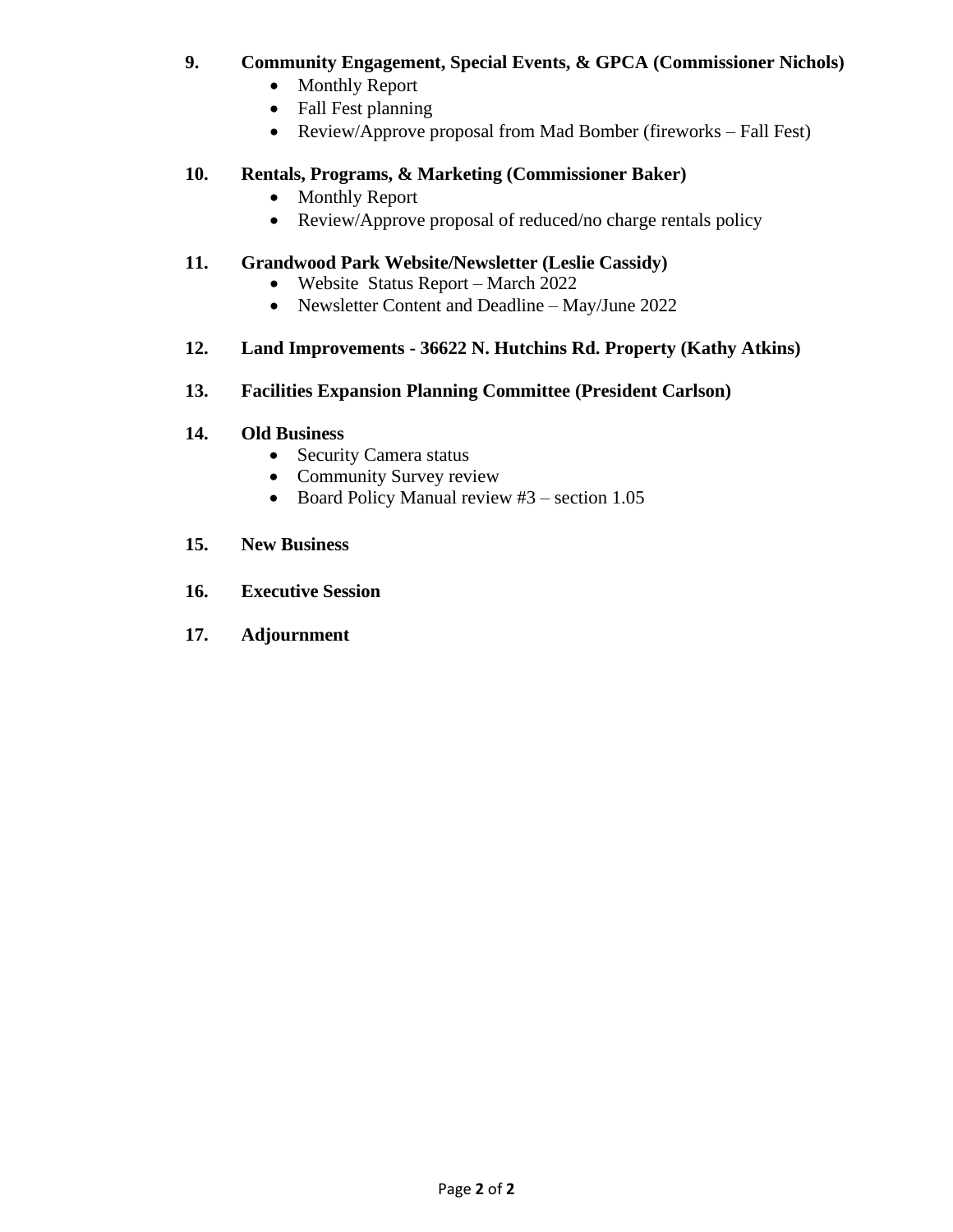**9. Community Engagement, Special Events, & GPCA (Commissioner Nichols)**

- Monthly Report
- Fall Fest planning
- Review/Approve proposal from Mad Bomber (fireworks – Fall Fest)

**10. Rentals, Programs, & Marketing (Commissioner Baker)**

- Monthly Report
- Review/Approve proposal of reduced/no charge rentals policy

**11. Grandwood Park Website/Newsletter (Leslie Cassidy)**

- Website Status Report – March 2022
- Newsletter Content and Deadline – May/June 2022

**12. Land Improvements - 36622 N. Hutchins Rd. Property (Kathy Atkins)**

**13. Facilities Expansion Planning Committee (President Carlson)**

**14. Old Business**

- Security Camera status
- Community Survey review
- Board Policy Manual review #3 – section 1.05

**15. New Business**

**16. Executive Session**

**17. Adjournment**